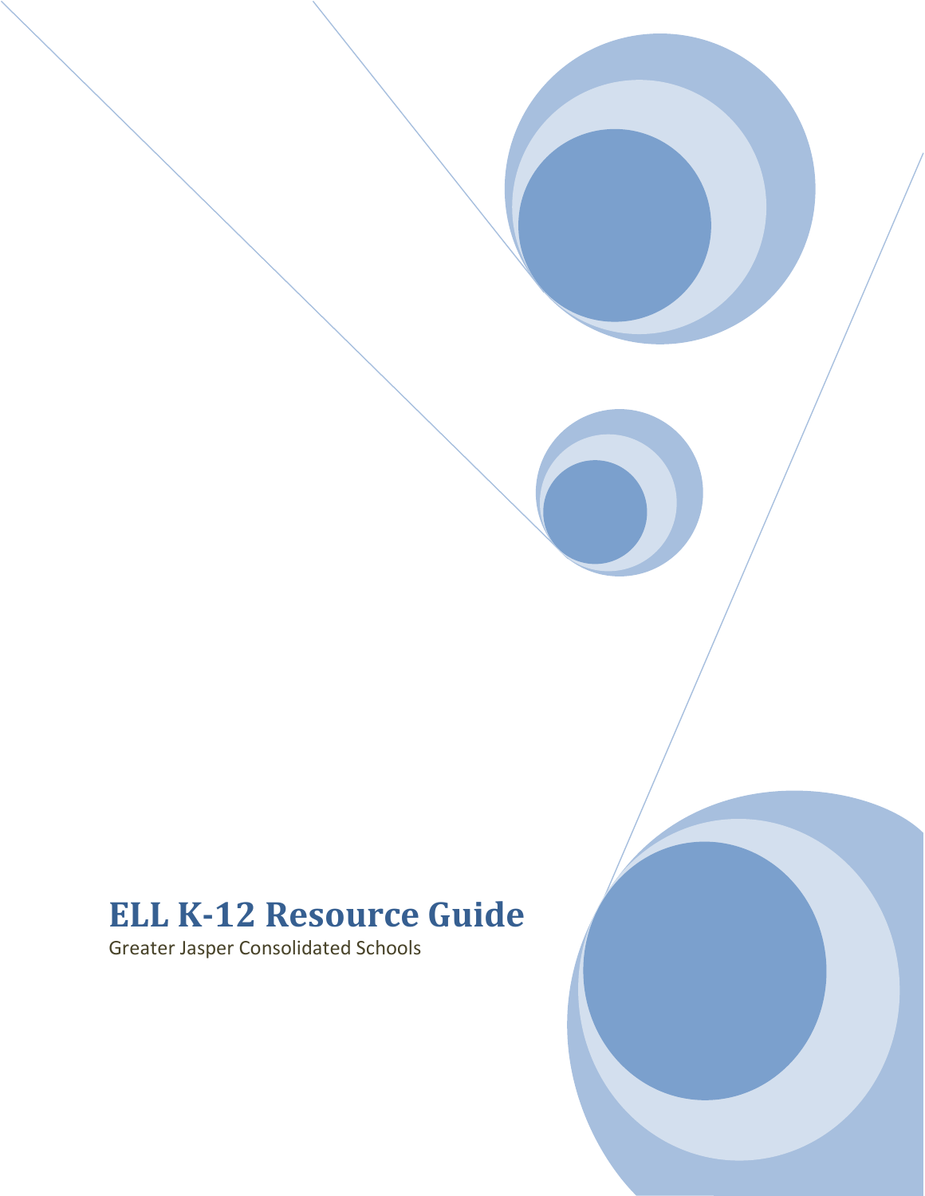# ELL K-12 Resource Guide

Greater Jasper Consolidated Schools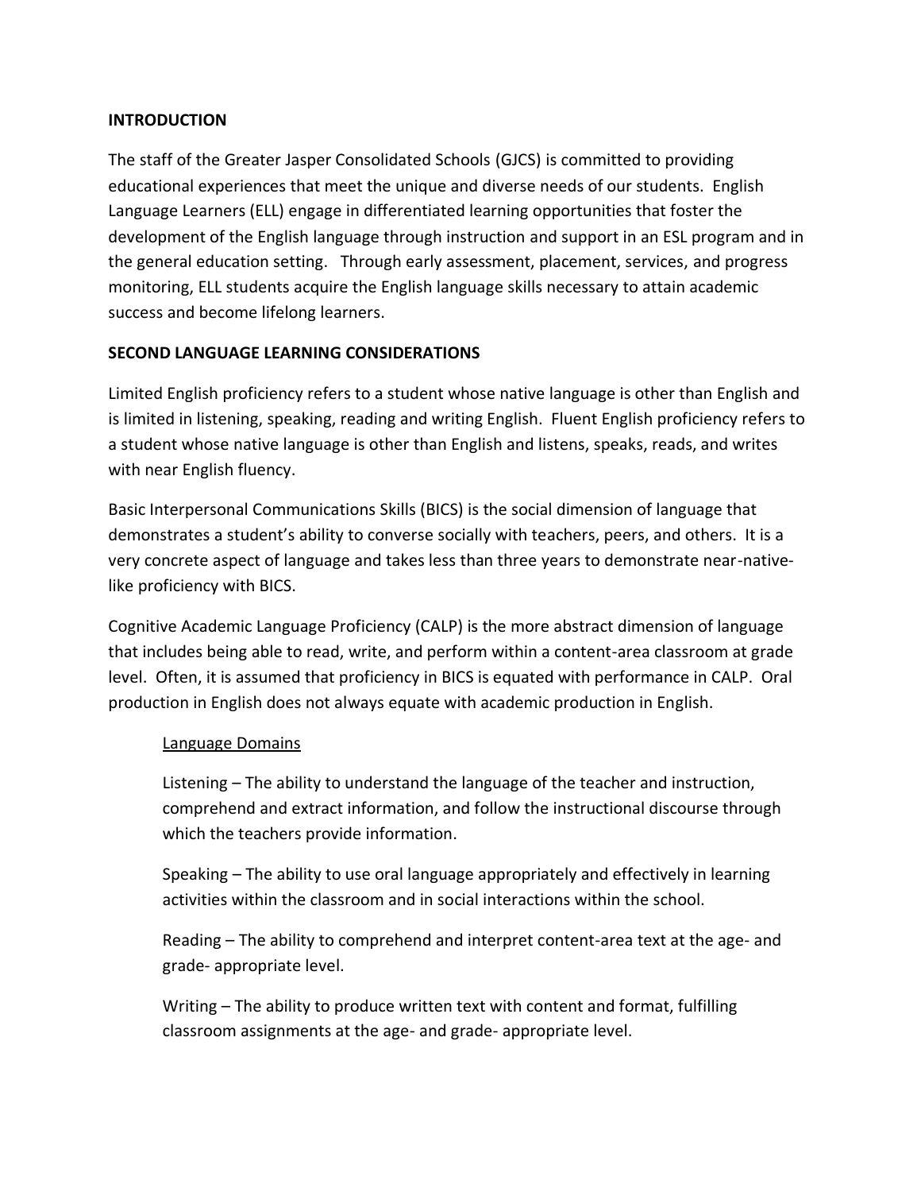## INTRODUCTION

The staff of the Greater Jasper Consolidated Schools (GJCS) is committed to providing educational experiences that meet the unique and diverse needs of our students. English Language Learners (ELL) engage in differentiated learning opportunities that foster the development of the English language through instruction and support in an ESL program and in the general education setting. Through early assessment, placement, services, and progress monitoring, ELL students acquire the English language skills necessary to attain academic success and become lifelong learners.

## SECOND LANGUAGE LEARNING CONSIDERATIONS

Limited English proficiency refers to a student whose native language is other than English and is limited in listening, speaking, reading and writing English. Fluent English proficiency refers to a student whose native language is other than English and listens, speaks, reads, and writes with near English fluency.

Basic Interpersonal Communications Skills (BICS) is the social dimension of language that demonstrates a student's ability to converse socially with teachers, peers, and others. It is a very concrete aspect of language and takes less than three years to demonstrate near-native-like proficiency with BICS.

Cognitive Academic Language Proficiency (CALP) is the more abstract dimension of language that includes being able to read, write, and perform within a content-area classroom at grade level. Often, it is assumed that proficiency in BICS is equated with performance in CALP. Oral production in English does not always equate with academic production in English.

### Language Domains

Listening – The ability to understand the language of the teacher and instruction, comprehend and extract information, and follow the instructional discourse through which the teachers provide information.

Speaking – The ability to use oral language appropriately and effectively in learning activities within the classroom and in social interactions within the school.

Reading – The ability to comprehend and interpret content-area text at the age- and grade- appropriate level.

Writing – The ability to produce written text with content and format, fulfilling classroom assignments at the age- and grade- appropriate level.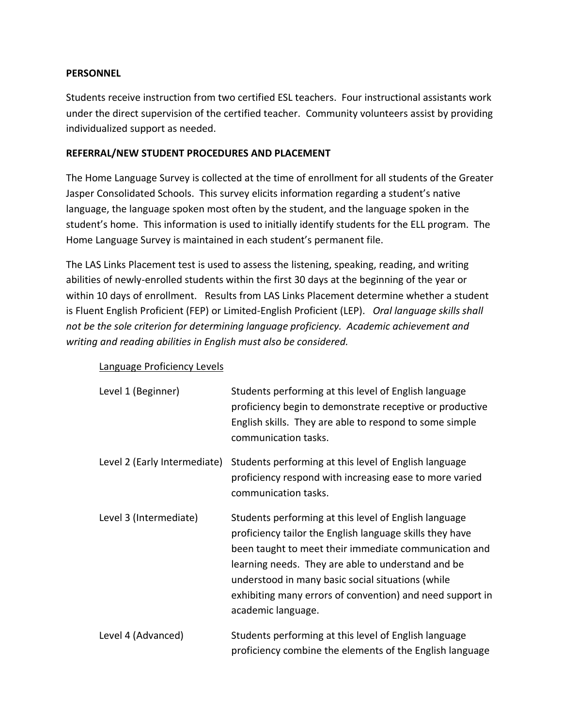**PERSONNEL**

Students receive instruction from two certified ESL teachers. Four instructional assistants work under the direct supervision of the certified teacher. Community volunteers assist by providing individualized support as needed.

**REFERRAL/NEW STUDENT PROCEDURES AND PLACEMENT**

The Home Language Survey is collected at the time of enrollment for all students of the Greater Jasper Consolidated Schools. This survey elicits information regarding a student's native language, the language spoken most often by the student, and the language spoken in the student's home. This information is used to initially identify students for the ELL program. The Home Language Survey is maintained in each student's permanent file.

The LAS Links Placement test is used to assess the listening, speaking, reading, and writing abilities of newly-enrolled students within the first 30 days at the beginning of the year or within 10 days of enrollment. Results from LAS Links Placement determine whether a student is Fluent English Proficient (FEP) or Limited-English Proficient (LEP). *Oral language skills shall not be the sole criterion for determining language proficiency. Academic achievement and writing and reading abilities in English must also be considered.*

<u>Language Proficiency Levels</u>

| | |
|---|---|
| Level 1 (Beginner) | Students performing at this level of English language proficiency begin to demonstrate receptive or productive English skills. They are able to respond to some simple communication tasks. |
| Level 2 (Early Intermediate) | Students performing at this level of English language proficiency respond with increasing ease to more varied communication tasks. |
| Level 3 (Intermediate) | Students performing at this level of English language proficiency tailor the English language skills they have been taught to meet their immediate communication and learning needs. They are able to understand and be understood in many basic social situations (while exhibiting many errors of convention) and need support in academic language. |
| Level 4 (Advanced) | Students performing at this level of English language proficiency combine the elements of the English language |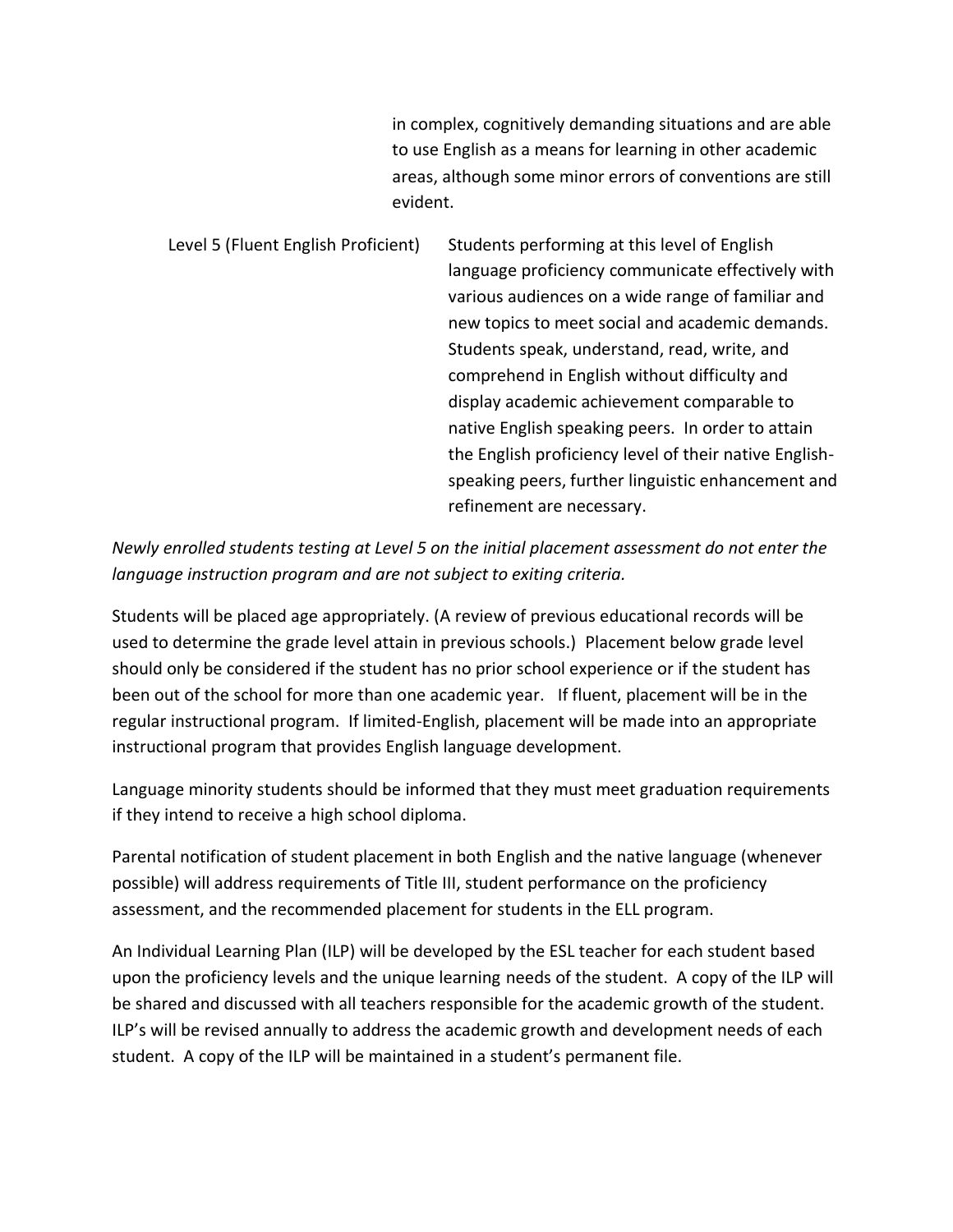| | |
|---|---|
| | in complex, cognitively demanding situations and are able to use English as a means for learning in other academic areas, although some minor errors of conventions are still evident. |
| Level 5 (Fluent English Proficient) | Students performing at this level of English language proficiency communicate effectively with various audiences on a wide range of familiar and new topics to meet social and academic demands. Students speak, understand, read, write, and comprehend in English without difficulty and display academic achievement comparable to native English speaking peers. In order to attain the English proficiency level of their native English-speaking peers, further linguistic enhancement and refinement are necessary. |

*Newly enrolled students testing at Level 5 on the initial placement assessment do not enter the language instruction program and are not subject to exiting criteria.*

Students will be placed age appropriately. (A review of previous educational records will be used to determine the grade level attain in previous schools.) Placement below grade level should only be considered if the student has no prior school experience or if the student has been out of the school for more than one academic year. If fluent, placement will be in the regular instructional program. If limited-English, placement will be made into an appropriate instructional program that provides English language development.

Language minority students should be informed that they must meet graduation requirements if they intend to receive a high school diploma.

Parental notification of student placement in both English and the native language (whenever possible) will address requirements of Title III, student performance on the proficiency assessment, and the recommended placement for students in the ELL program.

An Individual Learning Plan (ILP) will be developed by the ESL teacher for each student based upon the proficiency levels and the unique learning needs of the student. A copy of the ILP will be shared and discussed with all teachers responsible for the academic growth of the student. ILP's will be revised annually to address the academic growth and development needs of each student. A copy of the ILP will be maintained in a student's permanent file.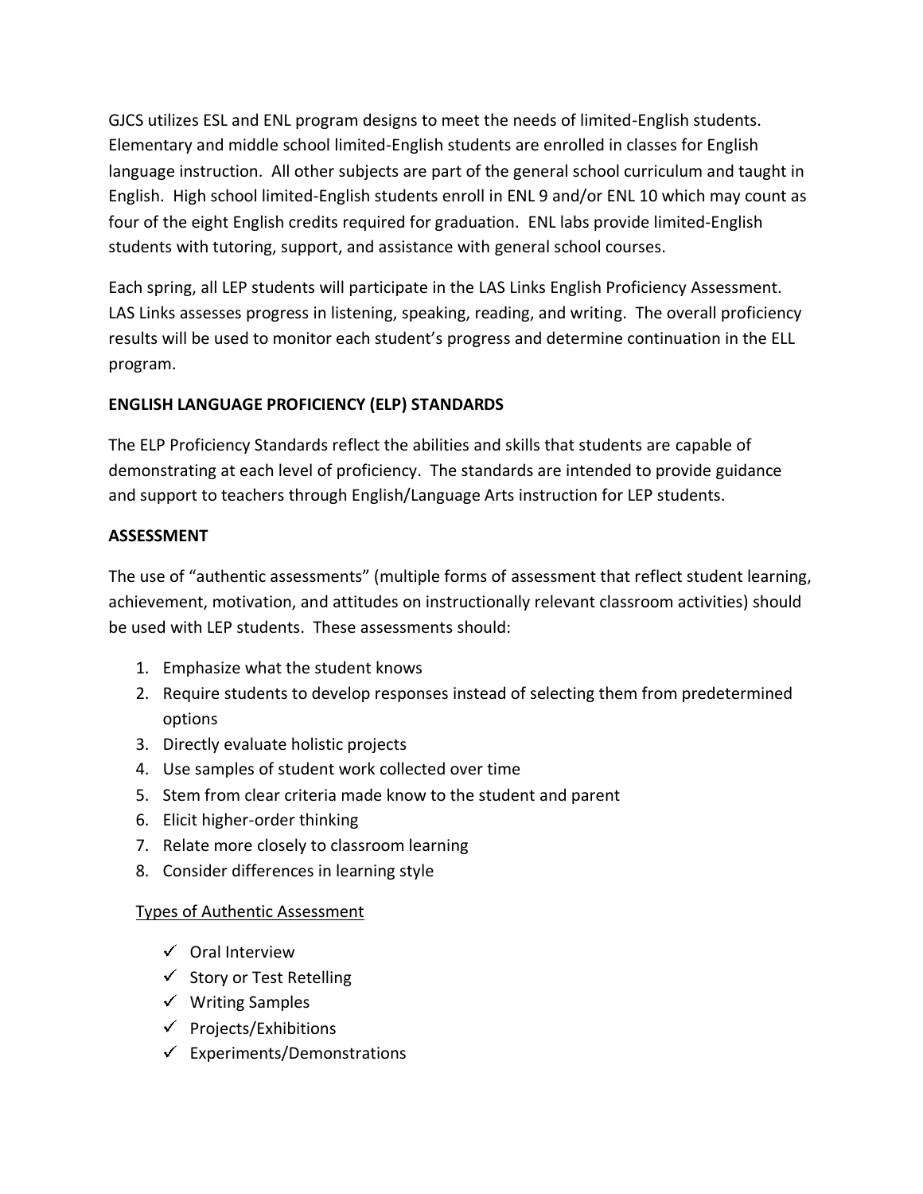GJCS utilizes ESL and ENL program designs to meet the needs of limited-English students. Elementary and middle school limited-English students are enrolled in classes for English language instruction. All other subjects are part of the general school curriculum and taught in English. High school limited-English students enroll in ENL 9 and/or ENL 10 which may count as four of the eight English credits required for graduation. ENL labs provide limited-English students with tutoring, support, and assistance with general school courses.

Each spring, all LEP students will participate in the LAS Links English Proficiency Assessment. LAS Links assesses progress in listening, speaking, reading, and writing. The overall proficiency results will be used to monitor each student's progress and determine continuation in the ELL program.

**ENGLISH LANGUAGE PROFICIENCY (ELP) STANDARDS**

The ELP Proficiency Standards reflect the abilities and skills that students are capable of demonstrating at each level of proficiency. The standards are intended to provide guidance and support to teachers through English/Language Arts instruction for LEP students.

**ASSESSMENT**

The use of "authentic assessments" (multiple forms of assessment that reflect student learning, achievement, motivation, and attitudes on instructionally relevant classroom activities) should be used with LEP students. These assessments should:

1. Emphasize what the student knows
2. Require students to develop responses instead of selecting them from predetermined options
3. Directly evaluate holistic projects
4. Use samples of student work collected over time
5. Stem from clear criteria made know to the student and parent
6. Elicit higher-order thinking
7. Relate more closely to classroom learning
8. Consider differences in learning style

<u>Types of Authentic Assessment</u>

- ✓ Oral Interview
- ✓ Story or Test Retelling
- ✓ Writing Samples
- ✓ Projects/Exhibitions
- ✓ Experiments/Demonstrations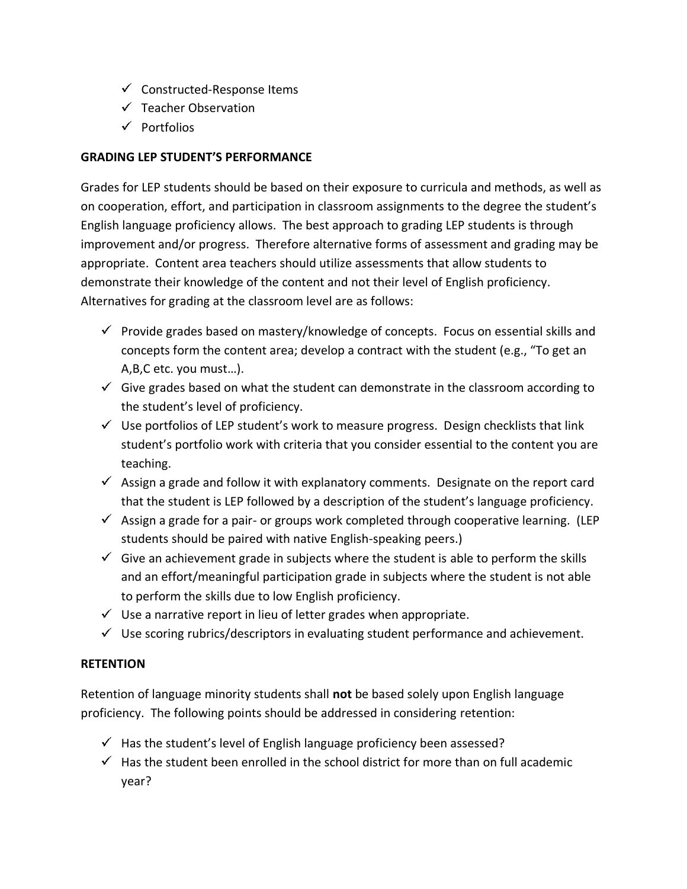- ✓ Constructed-Response Items
- ✓ Teacher Observation
- ✓ Portfolios

**GRADING LEP STUDENT'S PERFORMANCE**

Grades for LEP students should be based on their exposure to curricula and methods, as well as on cooperation, effort, and participation in classroom assignments to the degree the student's English language proficiency allows. The best approach to grading LEP students is through improvement and/or progress. Therefore alternative forms of assessment and grading may be appropriate. Content area teachers should utilize assessments that allow students to demonstrate their knowledge of the content and not their level of English proficiency. Alternatives for grading at the classroom level are as follows:

- ✓ Provide grades based on mastery/knowledge of concepts. Focus on essential skills and concepts form the content area; develop a contract with the student (e.g., "To get an A,B,C etc. you must…).
- ✓ Give grades based on what the student can demonstrate in the classroom according to the student's level of proficiency.
- ✓ Use portfolios of LEP student's work to measure progress. Design checklists that link student's portfolio work with criteria that you consider essential to the content you are teaching.
- ✓ Assign a grade and follow it with explanatory comments. Designate on the report card that the student is LEP followed by a description of the student's language proficiency.
- ✓ Assign a grade for a pair- or groups work completed through cooperative learning. (LEP students should be paired with native English-speaking peers.)
- ✓ Give an achievement grade in subjects where the student is able to perform the skills and an effort/meaningful participation grade in subjects where the student is not able to perform the skills due to low English proficiency.
- ✓ Use a narrative report in lieu of letter grades when appropriate.
- ✓ Use scoring rubrics/descriptors in evaluating student performance and achievement.

**RETENTION**

Retention of language minority students shall **not** be based solely upon English language proficiency. The following points should be addressed in considering retention:

- ✓ Has the student's level of English language proficiency been assessed?
- ✓ Has the student been enrolled in the school district for more than on full academic year?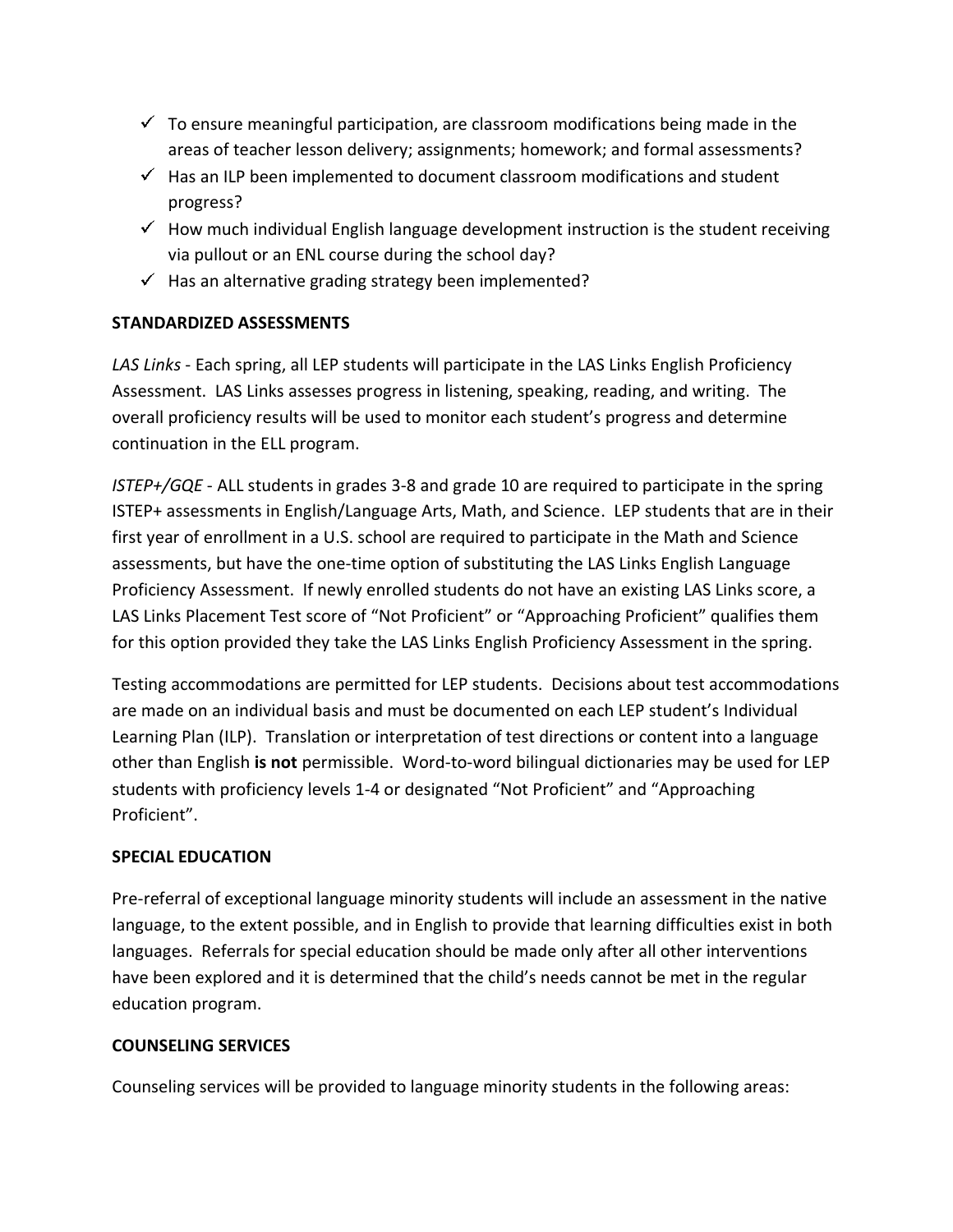- ✓ To ensure meaningful participation, are classroom modifications being made in the areas of teacher lesson delivery; assignments; homework; and formal assessments?
- ✓ Has an ILP been implemented to document classroom modifications and student progress?
- ✓ How much individual English language development instruction is the student receiving via pullout or an ENL course during the school day?
- ✓ Has an alternative grading strategy been implemented?

**STANDARDIZED ASSESSMENTS**

*LAS Links* - Each spring, all LEP students will participate in the LAS Links English Proficiency Assessment. LAS Links assesses progress in listening, speaking, reading, and writing. The overall proficiency results will be used to monitor each student's progress and determine continuation in the ELL program.

*ISTEP+/GQE* - ALL students in grades 3-8 and grade 10 are required to participate in the spring ISTEP+ assessments in English/Language Arts, Math, and Science. LEP students that are in their first year of enrollment in a U.S. school are required to participate in the Math and Science assessments, but have the one-time option of substituting the LAS Links English Language Proficiency Assessment. If newly enrolled students do not have an existing LAS Links score, a LAS Links Placement Test score of "Not Proficient" or "Approaching Proficient" qualifies them for this option provided they take the LAS Links English Proficiency Assessment in the spring.

Testing accommodations are permitted for LEP students. Decisions about test accommodations are made on an individual basis and must be documented on each LEP student's Individual Learning Plan (ILP). Translation or interpretation of test directions or content into a language other than English **is not** permissible. Word-to-word bilingual dictionaries may be used for LEP students with proficiency levels 1-4 or designated "Not Proficient" and "Approaching Proficient".

**SPECIAL EDUCATION**

Pre-referral of exceptional language minority students will include an assessment in the native language, to the extent possible, and in English to provide that learning difficulties exist in both languages. Referrals for special education should be made only after all other interventions have been explored and it is determined that the child's needs cannot be met in the regular education program.

**COUNSELING SERVICES**

Counseling services will be provided to language minority students in the following areas: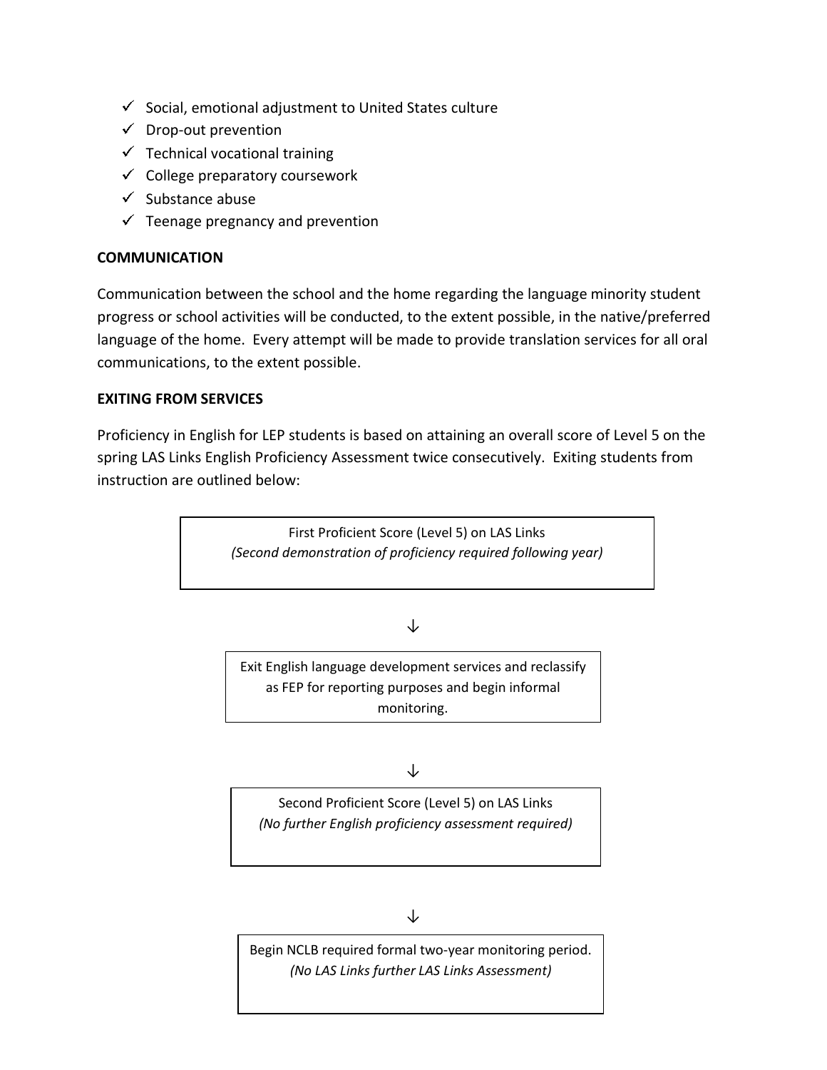- ✓ Social, emotional adjustment to United States culture
- ✓ Drop-out prevention
- ✓ Technical vocational training
- ✓ College preparatory coursework
- ✓ Substance abuse
- ✓ Teenage pregnancy and prevention

**COMMUNICATION**

Communication between the school and the home regarding the language minority student progress or school activities will be conducted, to the extent possible, in the native/preferred language of the home. Every attempt will be made to provide translation services for all oral communications, to the extent possible.

**EXITING FROM SERVICES**

Proficiency in English for LEP students is based on attaining an overall score of Level 5 on the spring LAS Links English Proficiency Assessment twice consecutively. Exiting students from instruction are outlined below:

First Proficient Score (Level 5) on LAS Links
*(Second demonstration of proficiency required following year)*

↓

Exit English language development services and reclassify as FEP for reporting purposes and begin informal monitoring.

↓

Second Proficient Score (Level 5) on LAS Links
*(No further English proficiency assessment required)*

↓

Begin NCLB required formal two-year monitoring period.
*(No LAS Links further LAS Links Assessment)*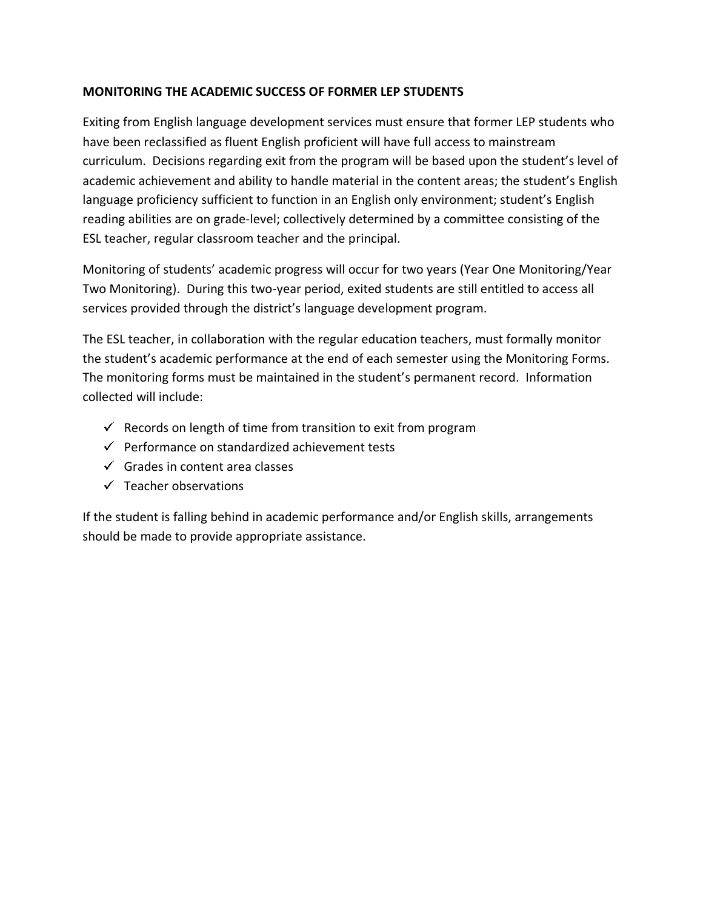**MONITORING THE ACADEMIC SUCCESS OF FORMER LEP STUDENTS**

Exiting from English language development services must ensure that former LEP students who have been reclassified as fluent English proficient will have full access to mainstream curriculum. Decisions regarding exit from the program will be based upon the student's level of academic achievement and ability to handle material in the content areas; the student's English language proficiency sufficient to function in an English only environment; student's English reading abilities are on grade-level; collectively determined by a committee consisting of the ESL teacher, regular classroom teacher and the principal.

Monitoring of students' academic progress will occur for two years (Year One Monitoring/Year Two Monitoring). During this two-year period, exited students are still entitled to access all services provided through the district's language development program.

The ESL teacher, in collaboration with the regular education teachers, must formally monitor the student's academic performance at the end of each semester using the Monitoring Forms. The monitoring forms must be maintained in the student's permanent record. Information collected will include:

- ✓ Records on length of time from transition to exit from program
- ✓ Performance on standardized achievement tests
- ✓ Grades in content area classes
- ✓ Teacher observations

If the student is falling behind in academic performance and/or English skills, arrangements should be made to provide appropriate assistance.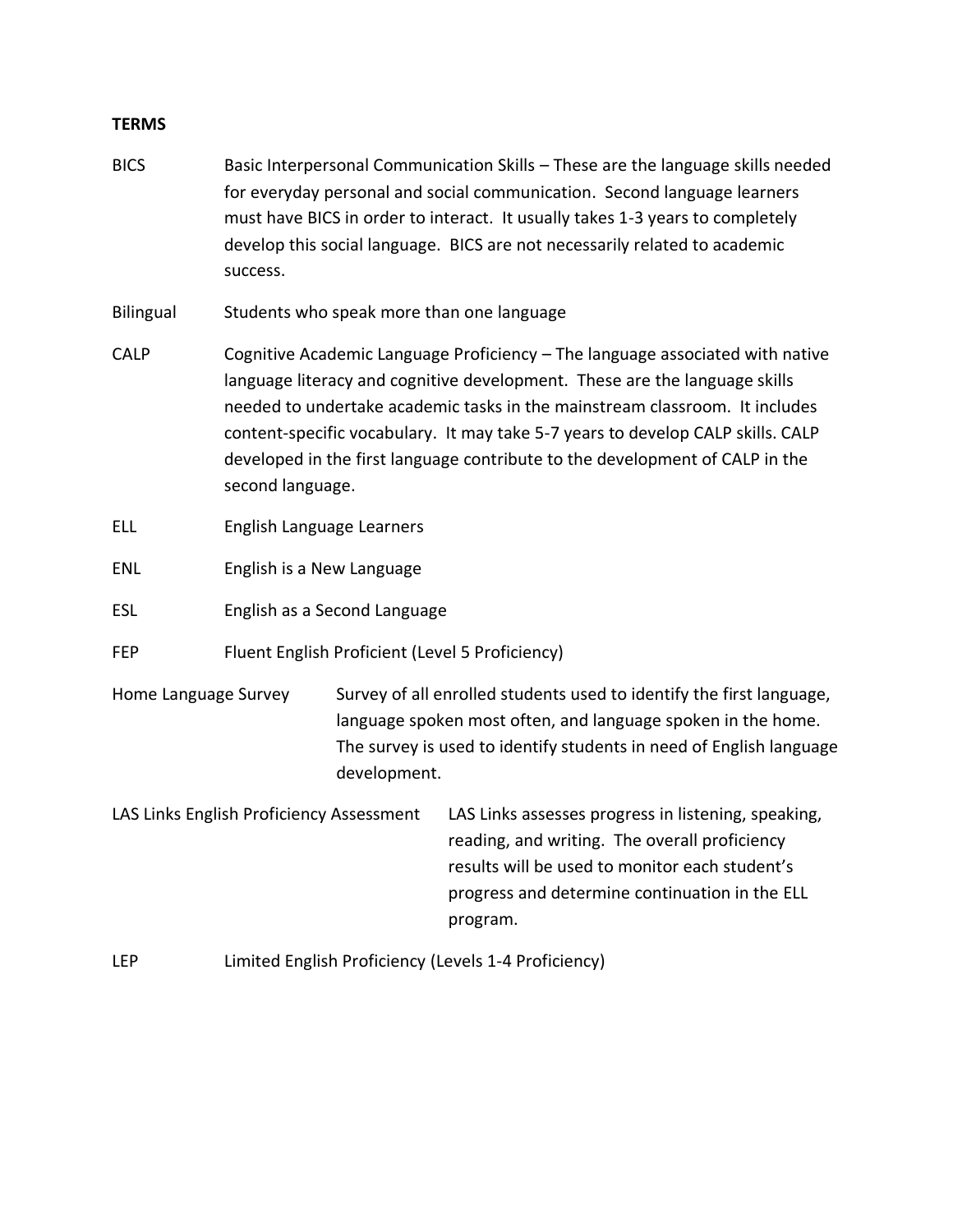**TERMS**

| | |
|---|---|
| BICS | Basic Interpersonal Communication Skills – These are the language skills needed for everyday personal and social communication. Second language learners must have BICS in order to interact. It usually takes 1-3 years to completely develop this social language. BICS are not necessarily related to academic success. |
| Bilingual | Students who speak more than one language |
| CALP | Cognitive Academic Language Proficiency – The language associated with native language literacy and cognitive development. These are the language skills needed to undertake academic tasks in the mainstream classroom. It includes content-specific vocabulary. It may take 5-7 years to develop CALP skills. CALP developed in the first language contribute to the development of CALP in the second language. |
| ELL | English Language Learners |
| ENL | English is a New Language |
| ESL | English as a Second Language |
| FEP | Fluent English Proficient (Level 5 Proficiency) |
| Home Language Survey | Survey of all enrolled students used to identify the first language, language spoken most often, and language spoken in the home. The survey is used to identify students in need of English language development. |
| LAS Links English Proficiency Assessment | LAS Links assesses progress in listening, speaking, reading, and writing. The overall proficiency results will be used to monitor each student's progress and determine continuation in the ELL program. |
| LEP | Limited English Proficiency (Levels 1-4 Proficiency) |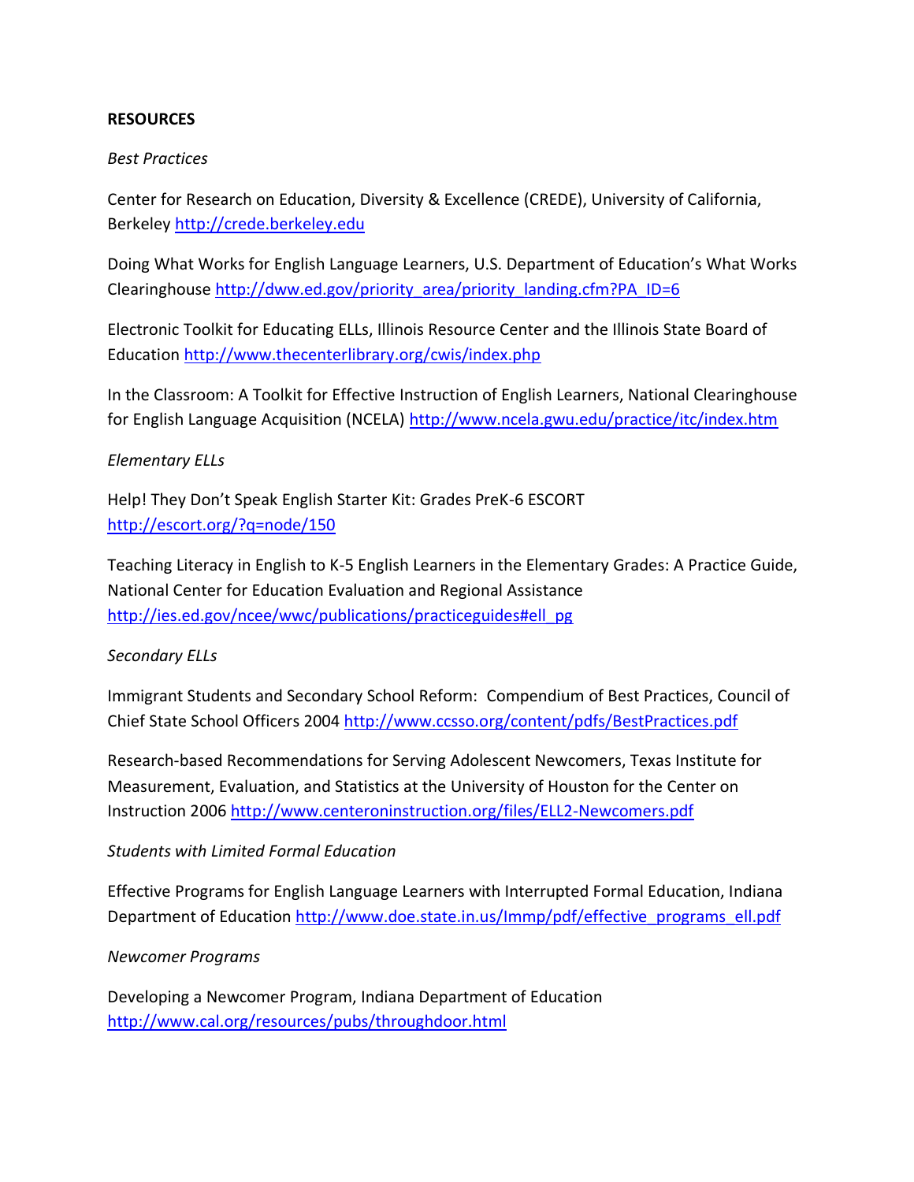**RESOURCES**

*Best Practices*

Center for Research on Education, Diversity & Excellence (CREDE), University of California, Berkeley http://crede.berkeley.edu

Doing What Works for English Language Learners, U.S. Department of Education's What Works Clearinghouse http://dww.ed.gov/priority_area/priority_landing.cfm?PA_ID=6

Electronic Toolkit for Educating ELLs, Illinois Resource Center and the Illinois State Board of Education http://www.thecenterlibrary.org/cwis/index.php

In the Classroom: A Toolkit for Effective Instruction of English Learners, National Clearinghouse for English Language Acquisition (NCELA) http://www.ncela.gwu.edu/practice/itc/index.htm

*Elementary ELLs*

Help! They Don't Speak English Starter Kit: Grades PreK-6 ESCORT http://escort.org/?q=node/150

Teaching Literacy in English to K-5 English Learners in the Elementary Grades: A Practice Guide, National Center for Education Evaluation and Regional Assistance http://ies.ed.gov/ncee/wwc/publications/practiceguides#ell_pg

*Secondary ELLs*

Immigrant Students and Secondary School Reform: Compendium of Best Practices, Council of Chief State School Officers 2004 http://www.ccsso.org/content/pdfs/BestPractices.pdf

Research-based Recommendations for Serving Adolescent Newcomers, Texas Institute for Measurement, Evaluation, and Statistics at the University of Houston for the Center on Instruction 2006 http://www.centeroninstruction.org/files/ELL2-Newcomers.pdf

*Students with Limited Formal Education*

Effective Programs for English Language Learners with Interrupted Formal Education, Indiana Department of Education http://www.doe.state.in.us/lmmp/pdf/effective_programs_ell.pdf

*Newcomer Programs*

Developing a Newcomer Program, Indiana Department of Education http://www.cal.org/resources/pubs/throughdoor.html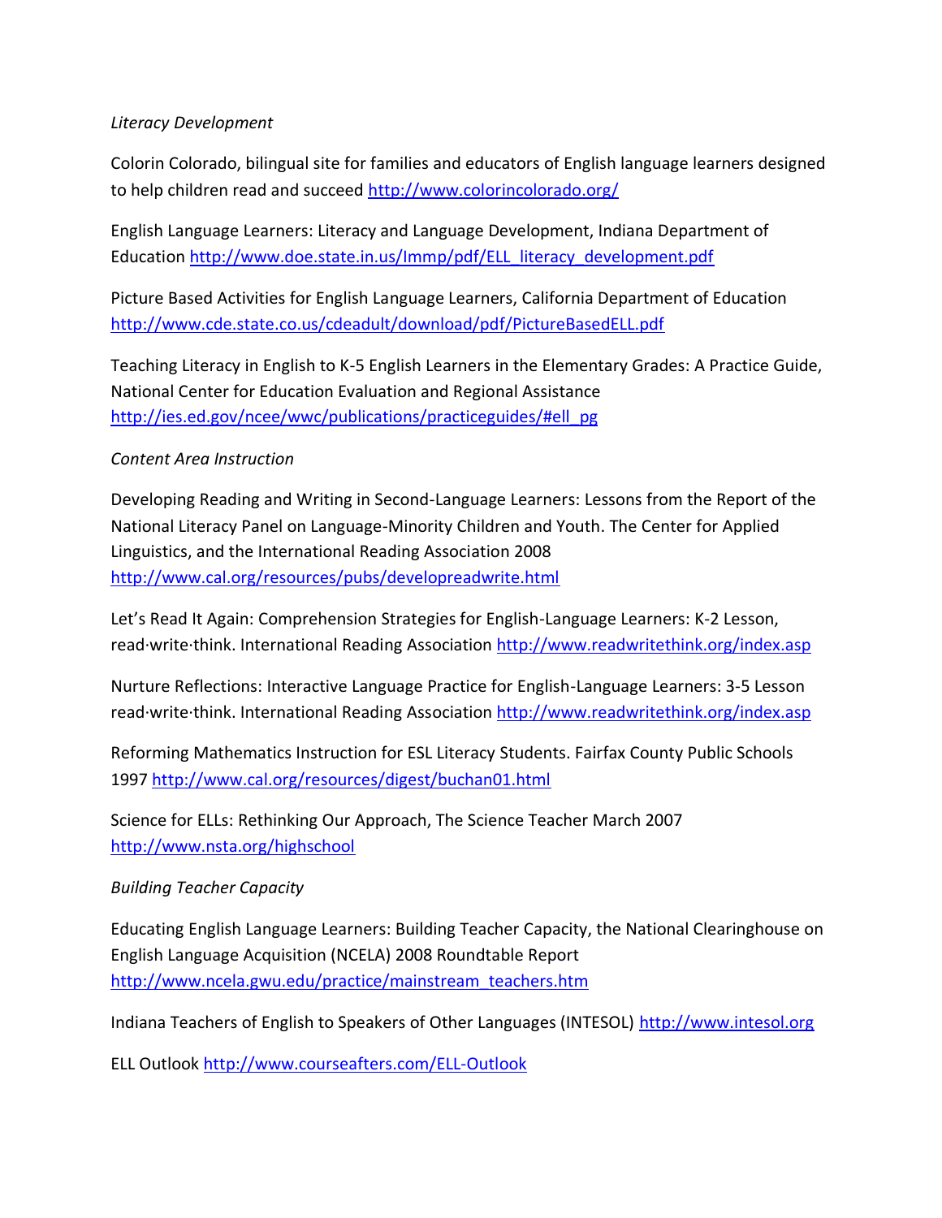*Literacy Development*

Colorin Colorado, bilingual site for families and educators of English language learners designed to help children read and succeed http://www.colorincolorado.org/

English Language Learners: Literacy and Language Development, Indiana Department of Education http://www.doe.state.in.us/lmmp/pdf/ELL_literacy_development.pdf

Picture Based Activities for English Language Learners, California Department of Education http://www.cde.state.co.us/cdeadult/download/pdf/PictureBasedELL.pdf

Teaching Literacy in English to K-5 English Learners in the Elementary Grades: A Practice Guide, National Center for Education Evaluation and Regional Assistance http://ies.ed.gov/ncee/wwc/publications/practiceguides/#ell_pg

*Content Area Instruction*

Developing Reading and Writing in Second-Language Learners: Lessons from the Report of the National Literacy Panel on Language-Minority Children and Youth. The Center for Applied Linguistics, and the International Reading Association 2008 http://www.cal.org/resources/pubs/developreadwrite.html

Let's Read It Again: Comprehension Strategies for English-Language Learners: K-2 Lesson, read·write·think. International Reading Association http://www.readwritethink.org/index.asp

Nurture Reflections: Interactive Language Practice for English-Language Learners: 3-5 Lesson read·write·think. International Reading Association http://www.readwritethink.org/index.asp

Reforming Mathematics Instruction for ESL Literacy Students. Fairfax County Public Schools 1997 http://www.cal.org/resources/digest/buchan01.html

Science for ELLs: Rethinking Our Approach, The Science Teacher March 2007 http://www.nsta.org/highschool

*Building Teacher Capacity*

Educating English Language Learners: Building Teacher Capacity, the National Clearinghouse on English Language Acquisition (NCELA) 2008 Roundtable Report http://www.ncela.gwu.edu/practice/mainstream_teachers.htm

Indiana Teachers of English to Speakers of Other Languages (INTESOL) http://www.intesol.org

ELL Outlook http://www.courseafters.com/ELL-Outlook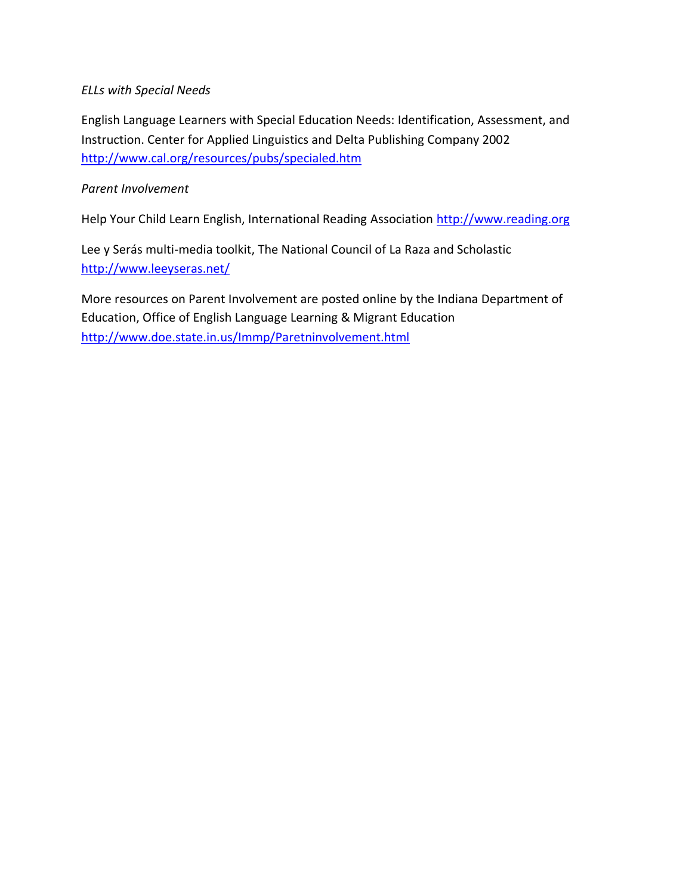*ELLs with Special Needs*

English Language Learners with Special Education Needs: Identification, Assessment, and Instruction. Center for Applied Linguistics and Delta Publishing Company 2002 http://www.cal.org/resources/pubs/specialed.htm

*Parent Involvement*

Help Your Child Learn English, International Reading Association http://www.reading.org

Lee y Serás multi-media toolkit, The National Council of La Raza and Scholastic http://www.leeyseras.net/

More resources on Parent Involvement are posted online by the Indiana Department of Education, Office of English Language Learning & Migrant Education http://www.doe.state.in.us/lmmp/Paretninvolvement.html